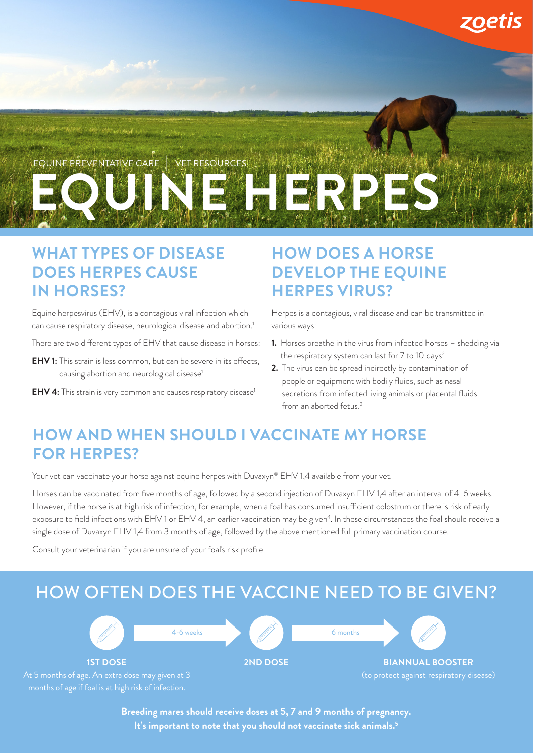zoetis

EQUINE PREVENTATIVE CARE | VET RESOURCES

# EQUINE HERPES

## WHAT TYPES OF DISEASE DOES HERPES CAUSE IN HORSES?

Equine herpesvirus (EHV), is a contagious viral infection which can cause respiratory disease, neurological disease and abortion.[1]

There are two different types of EHV that cause disease in horses:

**EHV 1:** This strain is less common, but can be severe in its effects, causing abortion and neurological disease[1]

**EHV 4:** This strain is very common and causes respiratory disease[1]

## HOW DOES A HORSE DEVELOP THE EQUINE HERPES VIRUS?

Herpes is a contagious, viral disease and can be transmitted in various ways:

1. Horses breathe in the virus from infected horses – shedding via the respiratory system can last for 7 to 10 days[2]
2. The virus can be spread indirectly by contamination of people or equipment with bodily fluids, such as nasal secretions from infected living animals or placental fluids from an aborted fetus.[2]

## HOW AND WHEN SHOULD I VACCINATE MY HORSE FOR HERPES?

Your vet can vaccinate your horse against equine herpes with Duvaxyn® EHV 1,4 available from your vet.

Horses can be vaccinated from five months of age, followed by a second injection of Duvaxyn EHV 1,4 after an interval of 4-6 weeks. However, if the horse is at high risk of infection, for example, when a foal has consumed insufficient colostrum or there is risk of early exposure to field infections with EHV 1 or EHV 4, an earlier vaccination may be given[4]. In these circumstances the foal should receive a single dose of Duvaxyn EHV 1,4 from 3 months of age, followed by the above mentioned full primary vaccination course.

Consult your veterinarian if you are unsure of your foal's risk profile.

## HOW OFTEN DOES THE VACCINE NEED TO BE GIVEN?

**1ST DOSE** → 4-6 weeks → **2ND DOSE** → 6 months → **BIANNUAL BOOSTER**

**1ST DOSE**
At 5 months of age. An extra dose may given at 3 months of age if foal is at high risk of infection.

**2ND DOSE**

**BIANNUAL BOOSTER**
(to protect against respiratory disease)

**Breeding mares should receive doses at 5, 7 and 9 months of pregnancy.**
**It's important to note that you should not vaccinate sick animals.[5]**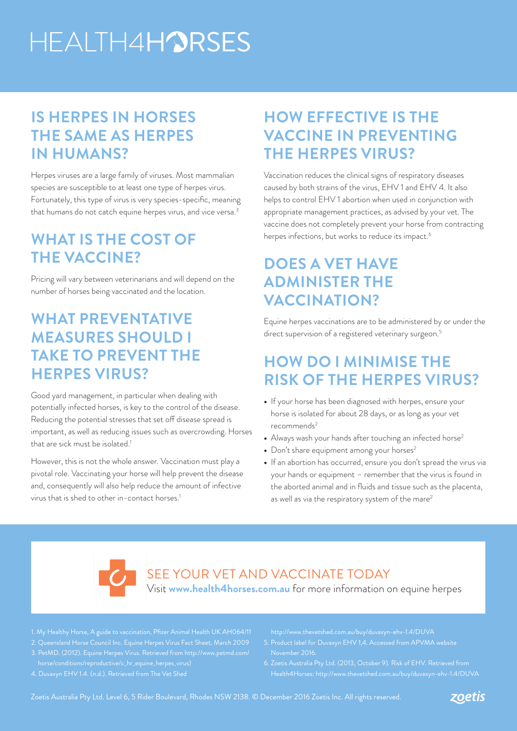# HEALTH4HORSES

## IS HERPES IN HORSES THE SAME AS HERPES IN HUMANS?

Herpes viruses are a large family of viruses. Most mammalian species are susceptible to at least one type of herpes virus. Fortunately, this type of virus is very species-specific, meaning that humans do not catch equine herpes virus, and vice versa.[3]

## WHAT IS THE COST OF THE VACCINE?

Pricing will vary between veterinarians and will depend on the number of horses being vaccinated and the location.

## WHAT PREVENTATIVE MEASURES SHOULD I TAKE TO PREVENT THE HERPES VIRUS?

Good yard management, in particular when dealing with potentially infected horses, is key to the control of the disease. Reducing the potential stresses that set off disease spread is important, as well as reducing issues such as overcrowding. Horses that are sick must be isolated.[1]

However, this is not the whole answer. Vaccination must play a pivotal role. Vaccinating your horse will help prevent the disease and, consequently will also help reduce the amount of infective virus that is shed to other in-contact horses.[1]

## HOW EFFECTIVE IS THE VACCINE IN PREVENTING THE HERPES VIRUS?

Vaccination reduces the clinical signs of respiratory diseases caused by both strains of the virus, EHV 1 and EHV 4. It also helps to control EHV 1 abortion when used in conjunction with appropriate management practices, as advised by your vet. The vaccine does not completely prevent your horse from contracting herpes infections, but works to reduce its impact.[6]

## DOES A VET HAVE ADMINISTER THE VACCINATION?

Equine herpes vaccinations are to be administered by or under the direct supervision of a registered veterinary surgeon.[5]

## HOW DO I MINIMISE THE RISK OF THE HERPES VIRUS?

- If your horse has been diagnosed with herpes, ensure your horse is isolated for about 28 days, or as long as your vet recommends[2]
- Always wash your hands after touching an infected horse[2]
- Don't share equipment among your horses[2]
- If an abortion has occurred, ensure you don't spread the virus via your hands or equipment – remember that the virus is found in the aborted animal and in fluids and tissue such as the placenta, as well as via the respiratory system of the mare[2]

## SEE YOUR VET AND VACCINATE TODAY

Visit **www.health4horses.com.au** for more information on equine herpes

1. My Healthy Horse, A guide to vaccination, Pfizer Animal Health UK AH064/11
2. Queensland Horse Council Inc. Equine Herpes Virus Fact Sheet, March 2009
3. PetMD. (2012). Equine Herpes Virus. Retrieved from http://www.petmd.com/horse/conditions/reproductive/c_hr_equine_herpes_virus)
4. Duvaxyn EHV 1.4. (n.d.). Retrieved from The Vet Shed http://www.thevetshed.com.au/buy/duvaxyn-ehv-1.4/DUVA
5. Product label for Duvaxyn EHV 1,4. Accessed from APVMA website November 2016.
6. Zoetis Australia Pty Ltd. (2013, October 9). Risk of EHV. Retrieved from Health4Horses: http://www.thevetshed.com.au/buy/duvaxyn-ehv-1.4/DUVA

Zoetis Australia Pty Ltd. Level 6, 5 Rider Boulevard, Rhodes NSW 2138. © December 2016 Zoetis Inc. All rights reserved.

zoetis